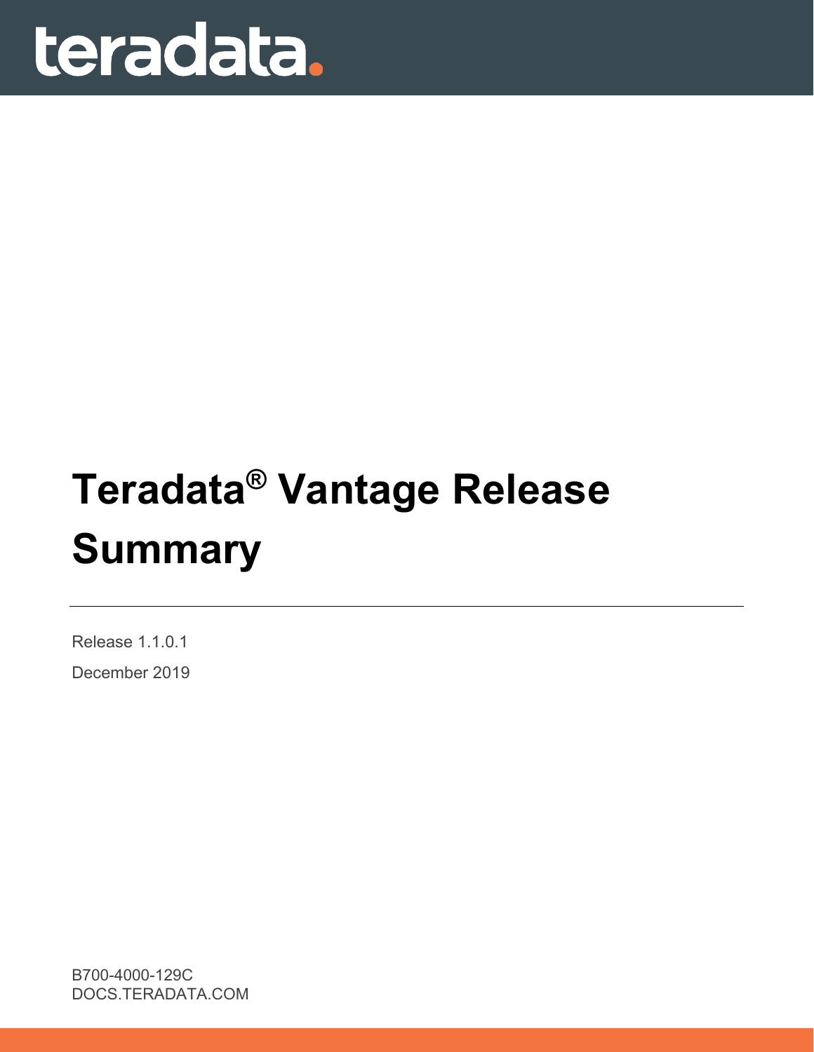teradata.

# Teradata® Vantage Release Summary

Release 1.1.0.1

December 2019

B700-4000-129C
DOCS.TERADATA.COM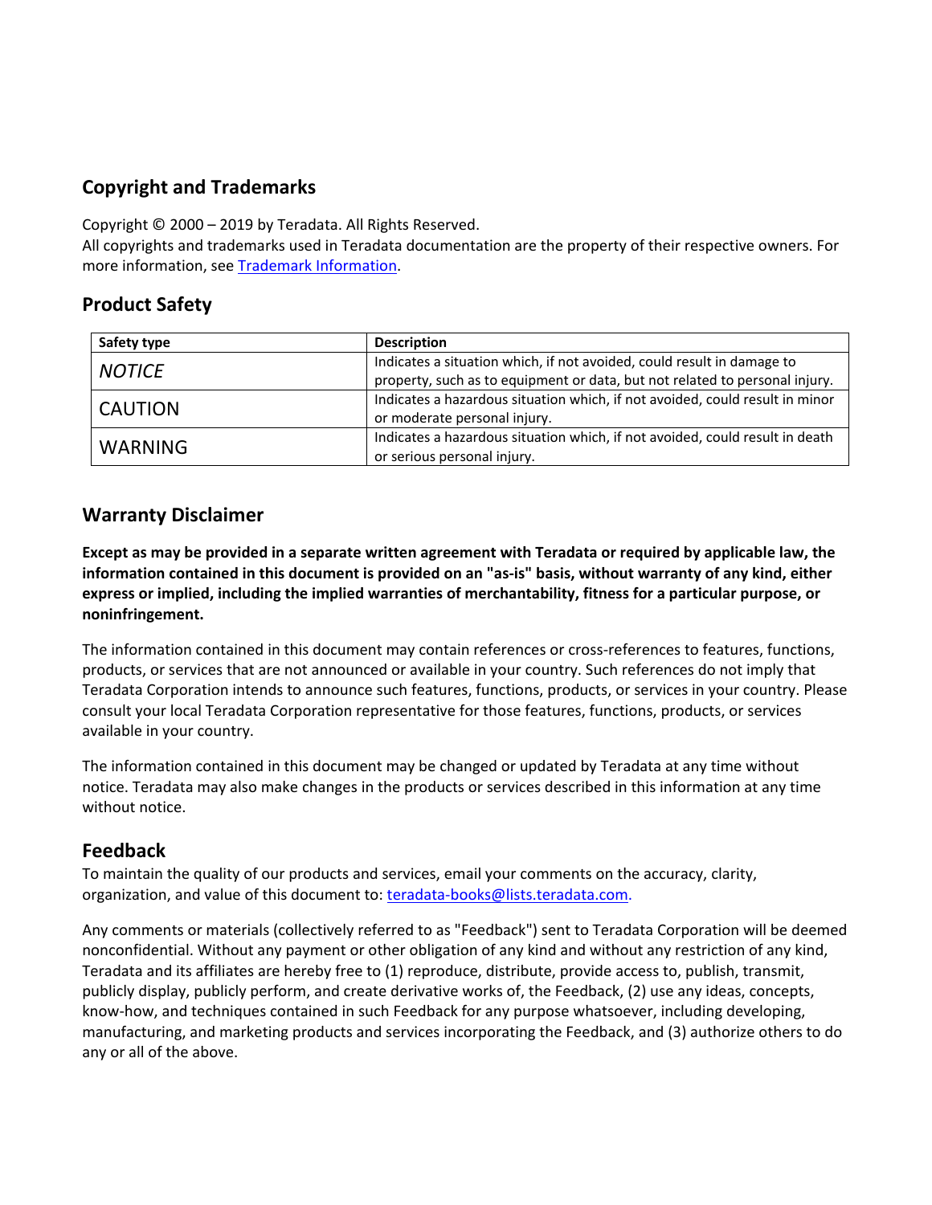## Copyright and Trademarks

Copyright © 2000 – 2019 by Teradata. All Rights Reserved.
All copyrights and trademarks used in Teradata documentation are the property of their respective owners. For more information, see Trademark Information.

## Product Safety

| Safety type | Description |
| --- | --- |
| *NOTICE* | Indicates a situation which, if not avoided, could result in damage to property, such as to equipment or data, but not related to personal injury. |
| CAUTION | Indicates a hazardous situation which, if not avoided, could result in minor or moderate personal injury. |
| WARNING | Indicates a hazardous situation which, if not avoided, could result in death or serious personal injury. |

## Warranty Disclaimer

**Except as may be provided in a separate written agreement with Teradata or required by applicable law, the information contained in this document is provided on an "as-is" basis, without warranty of any kind, either express or implied, including the implied warranties of merchantability, fitness for a particular purpose, or noninfringement.**

The information contained in this document may contain references or cross-references to features, functions, products, or services that are not announced or available in your country. Such references do not imply that Teradata Corporation intends to announce such features, functions, products, or services in your country. Please consult your local Teradata Corporation representative for those features, functions, products, or services available in your country.

The information contained in this document may be changed or updated by Teradata at any time without notice. Teradata may also make changes in the products or services described in this information at any time without notice.

## Feedback

To maintain the quality of our products and services, email your comments on the accuracy, clarity, organization, and value of this document to: teradata-books@lists.teradata.com.

Any comments or materials (collectively referred to as "Feedback") sent to Teradata Corporation will be deemed nonconfidential. Without any payment or other obligation of any kind and without any restriction of any kind, Teradata and its affiliates are hereby free to (1) reproduce, distribute, provide access to, publish, transmit, publicly display, publicly perform, and create derivative works of, the Feedback, (2) use any ideas, concepts, know-how, and techniques contained in such Feedback for any purpose whatsoever, including developing, manufacturing, and marketing products and services incorporating the Feedback, and (3) authorize others to do any or all of the above.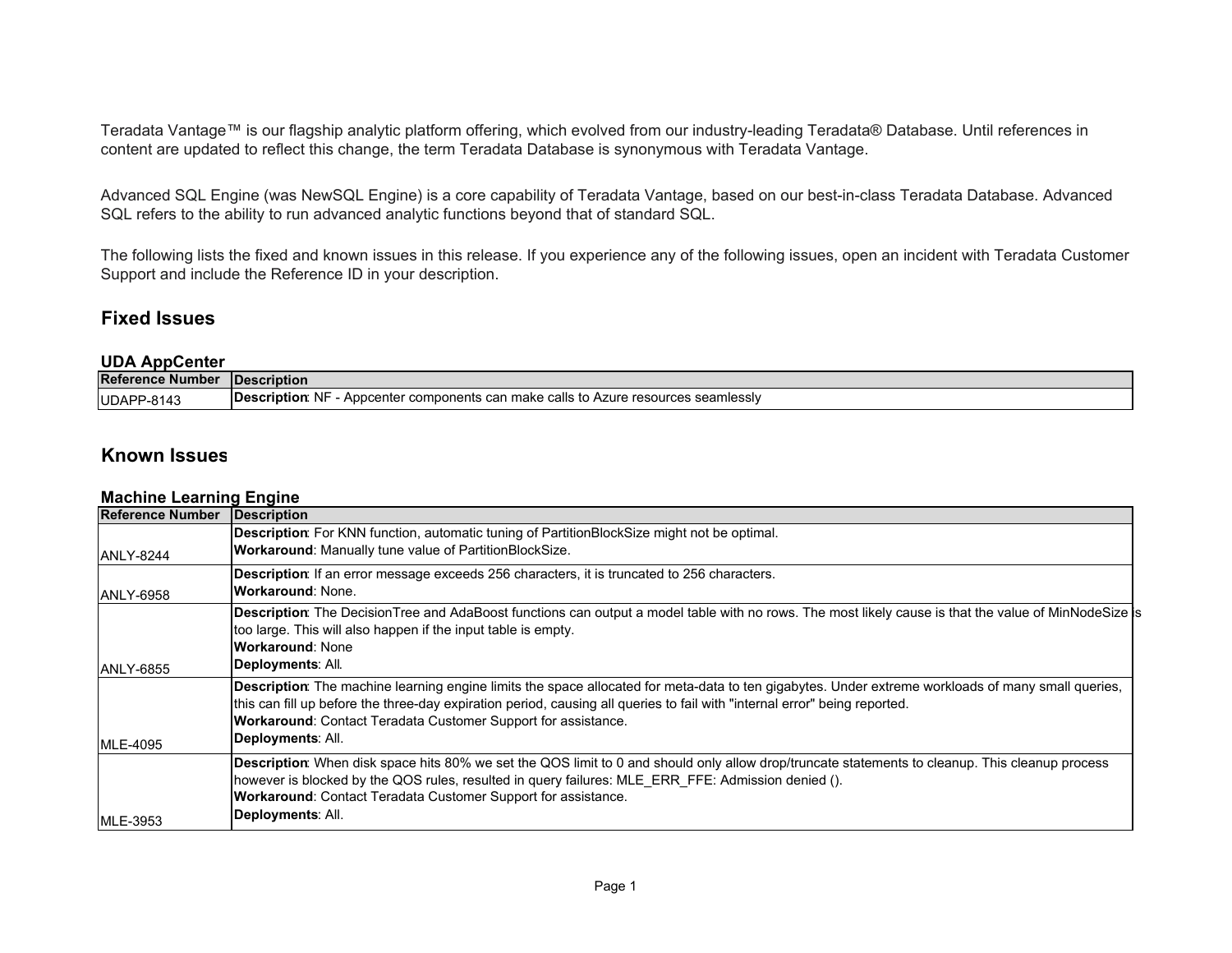Teradata Vantage™ is our flagship analytic platform offering, which evolved from our industry-leading Teradata® Database. Until references in content are updated to reflect this change, the term Teradata Database is synonymous with Teradata Vantage.

Advanced SQL Engine (was NewSQL Engine) is a core capability of Teradata Vantage, based on our best-in-class Teradata Database. Advanced SQL refers to the ability to run advanced analytic functions beyond that of standard SQL.

The following lists the fixed and known issues in this release. If you experience any of the following issues, open an incident with Teradata Customer Support and include the Reference ID in your description.

## Fixed Issues

### UDA AppCenter

| Reference Number | Description |
| --- | --- |
| UDAPP-8143 | **Description**: NF - Appcenter components can make calls to Azure resources seamlessly |

## Known Issues

### Machine Learning Engine

| Reference Number | Description |
| --- | --- |
| ANLY-8244 | **Description**: For KNN function, automatic tuning of PartitionBlockSize might not be optimal.<br>**Workaround**: Manually tune value of PartitionBlockSize. |
| ANLY-6958 | **Description**: If an error message exceeds 256 characters, it is truncated to 256 characters.<br>**Workaround**: None. |
| ANLY-6855 | **Description**: The DecisionTree and AdaBoost functions can output a model table with no rows. The most likely cause is that the value of MinNodeSize is too large. This will also happen if the input table is empty.<br>**Workaround**: None<br>**Deployments**: All. |
| MLE-4095 | **Description**: The machine learning engine limits the space allocated for meta-data to ten gigabytes. Under extreme workloads of many small queries, this can fill up before the three-day expiration period, causing all queries to fail with "internal error" being reported.<br>**Workaround**: Contact Teradata Customer Support for assistance.<br>**Deployments**: All. |
| MLE-3953 | **Description**: When disk space hits 80% we set the QOS limit to 0 and should only allow drop/truncate statements to cleanup. This cleanup process however is blocked by the QOS rules, resulted in query failures: MLE_ERR_FFE: Admission denied ().<br>**Workaround**: Contact Teradata Customer Support for assistance.<br>**Deployments**: All. |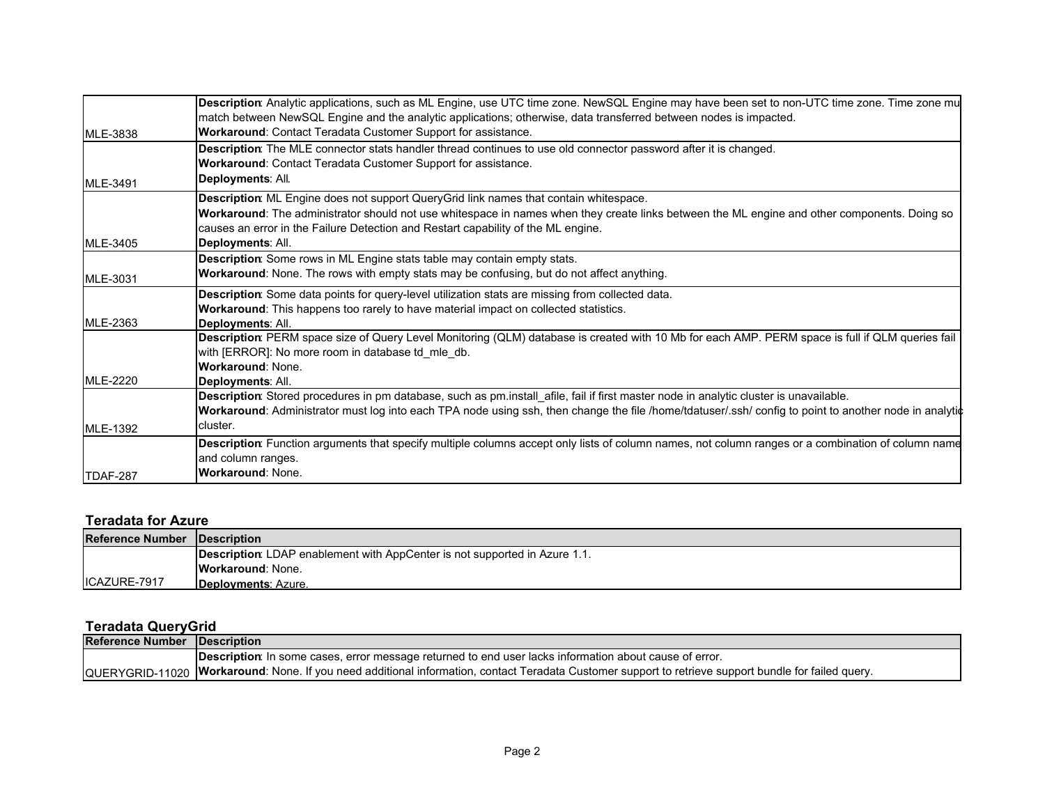| | |
|---|---|
| MLE-3838 | **Description**: Analytic applications, such as ML Engine, use UTC time zone. NewSQL Engine may have been set to non-UTC time zone. Time zone mu match between NewSQL Engine and the analytic applications; otherwise, data transferred between nodes is impacted. **Workaround**: Contact Teradata Customer Support for assistance. |
| MLE-3491 | **Description**: The MLE connector stats handler thread continues to use old connector password after it is changed. **Workaround**: Contact Teradata Customer Support for assistance. **Deployments**: All. |
| MLE-3405 | **Description**: ML Engine does not support QueryGrid link names that contain whitespace. **Workaround**: The administrator should not use whitespace in names when they create links between the ML engine and other components. Doing so causes an error in the Failure Detection and Restart capability of the ML engine. **Deployments**: All. |
| MLE-3031 | **Description**: Some rows in ML Engine stats table may contain empty stats. **Workaround**: None. The rows with empty stats may be confusing, but do not affect anything. |
| MLE-2363 | **Description**: Some data points for query-level utilization stats are missing from collected data. **Workaround**: This happens too rarely to have material impact on collected statistics. **Deployments**: All. |
| MLE-2220 | **Description**: PERM space size of Query Level Monitoring (QLM) database is created with 10 Mb for each AMP. PERM space is full if QLM queries fail with [ERROR]: No more room in database td_mle_db. **Workaround**: None. **Deployments**: All. |
| MLE-1392 | **Description**: Stored procedures in pm database, such as pm.install_afile, fail if first master node in analytic cluster is unavailable. **Workaround**: Administrator must log into each TPA node using ssh, then change the file /home/tdatuser/.ssh/ config to point to another node in analytic cluster. |
| TDAF-287 | **Description**: Function arguments that specify multiple columns accept only lists of column names, not column ranges or a combination of column name and column ranges. **Workaround**: None. |

### Teradata for Azure

| Reference Number | Description |
|---|---|
| ICAZURE-7917 | **Description**: LDAP enablement with AppCenter is not supported in Azure 1.1. **Workaround**: None. **Deployments**: Azure. |

### Teradata QueryGrid

| Reference Number | Description |
|---|---|
| QUERYGRID-11020 | **Description**: In some cases, error message returned to end user lacks information about cause of error. **Workaround**: None. If you need additional information, contact Teradata Customer support to retrieve support bundle for failed query. |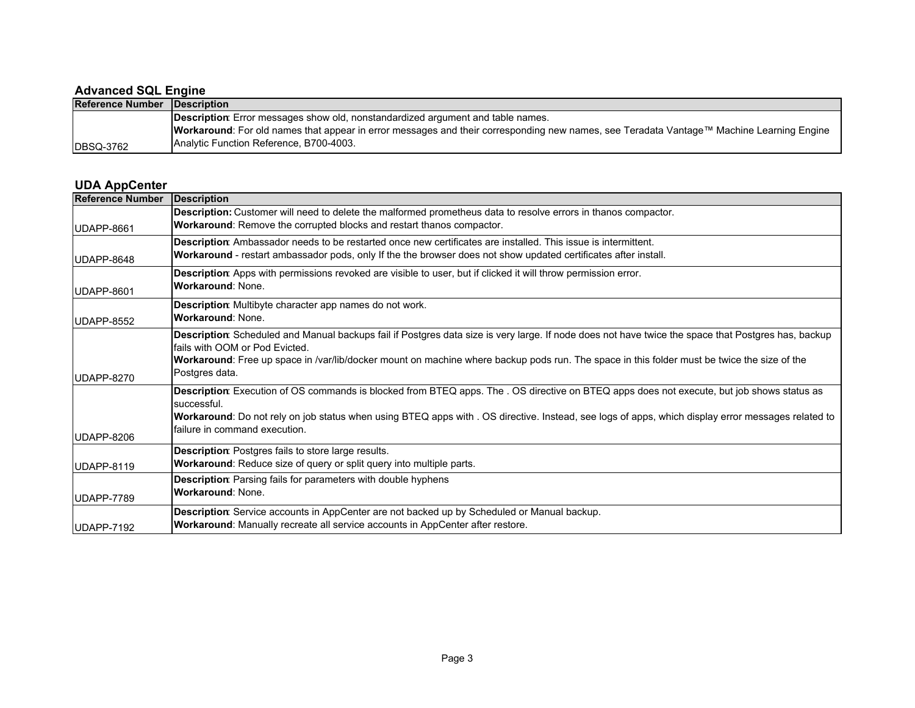## Advanced SQL Engine

| Reference Number | Description |
|---|---|
| DBSQ-3762 | **Description**: Error messages show old, nonstandardized argument and table names.<br>**Workaround**: For old names that appear in error messages and their corresponding new names, see Teradata Vantage™ Machine Learning Engine Analytic Function Reference, B700-4003. |

## UDA AppCenter

| Reference Number | Description |
|---|---|
| UDAPP-8661 | **Description:** Customer will need to delete the malformed prometheus data to resolve errors in thanos compactor.<br>**Workaround**: Remove the corrupted blocks and restart thanos compactor. |
| UDAPP-8648 | **Description**: Ambassador needs to be restarted once new certificates are installed. This issue is intermittent.<br>**Workaround** - restart ambassador pods, only If the the browser does not show updated certificates after install. |
| UDAPP-8601 | **Description**: Apps with permissions revoked are visible to user, but if clicked it will throw permission error.<br>**Workaround**: None. |
| UDAPP-8552 | **Description**: Multibyte character app names do not work.<br>**Workaround**: None. |
| UDAPP-8270 | **Description**: Scheduled and Manual backups fail if Postgres data size is very large. If node does not have twice the space that Postgres has, backup fails with OOM or Pod Evicted.<br>**Workaround**: Free up space in /var/lib/docker mount on machine where backup pods run. The space in this folder must be twice the size of the Postgres data. |
| UDAPP-8206 | **Description**: Execution of OS commands is blocked from BTEQ apps. The . OS directive on BTEQ apps does not execute, but job shows status as successful.<br>**Workaround**: Do not rely on job status when using BTEQ apps with . OS directive. Instead, see logs of apps, which display error messages related to failure in command execution. |
| UDAPP-8119 | **Description**: Postgres fails to store large results.<br>**Workaround**: Reduce size of query or split query into multiple parts. |
| UDAPP-7789 | **Description**: Parsing fails for parameters with double hyphens<br>**Workaround**: None. |
| UDAPP-7192 | **Description**: Service accounts in AppCenter are not backed up by Scheduled or Manual backup.<br>**Workaround**: Manually recreate all service accounts in AppCenter after restore. |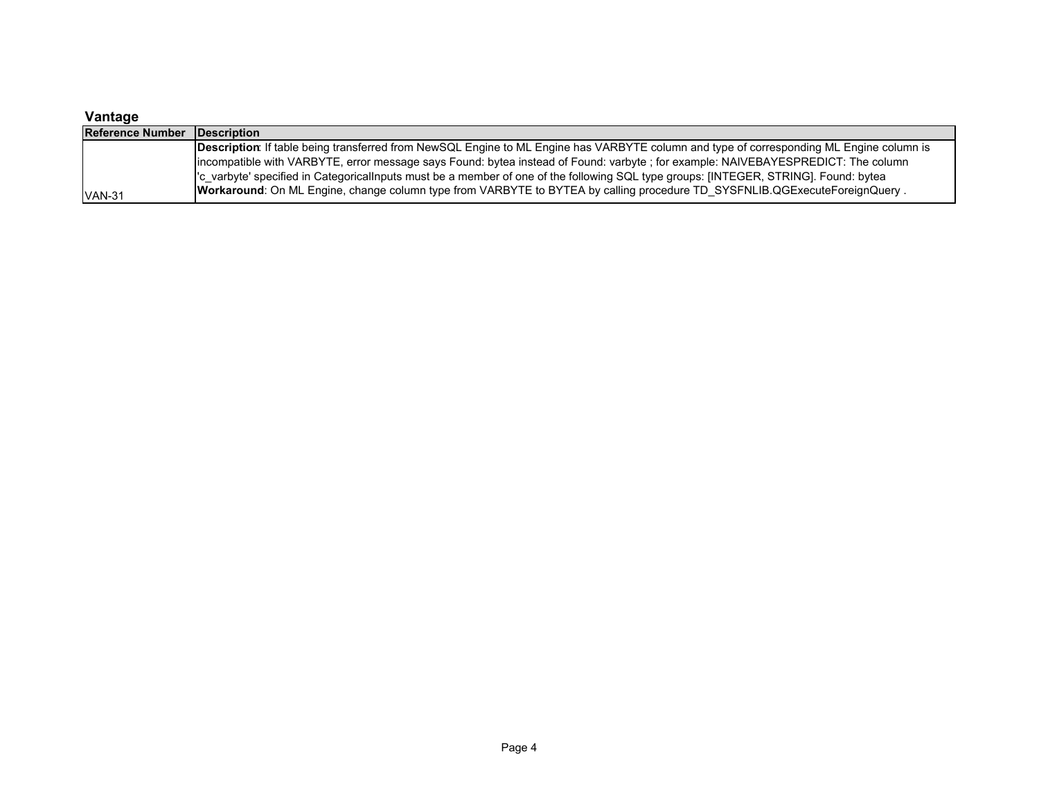**Vantage**

| Reference Number | Description |
|---|---|
| VAN-31 | **Description**: If table being transferred from NewSQL Engine to ML Engine has VARBYTE column and type of corresponding ML Engine column is incompatible with VARBYTE, error message says Found: bytea instead of Found: varbyte ; for example: NAIVEBAYESPREDICT: The column 'c_varbyte' specified in CategoricalInputs must be a member of one of the following SQL type groups: [INTEGER, STRING]. Found: bytea<br>**Workaround**: On ML Engine, change column type from VARBYTE to BYTEA by calling procedure TD_SYSFNLIB.QGExecuteForeignQuery . |